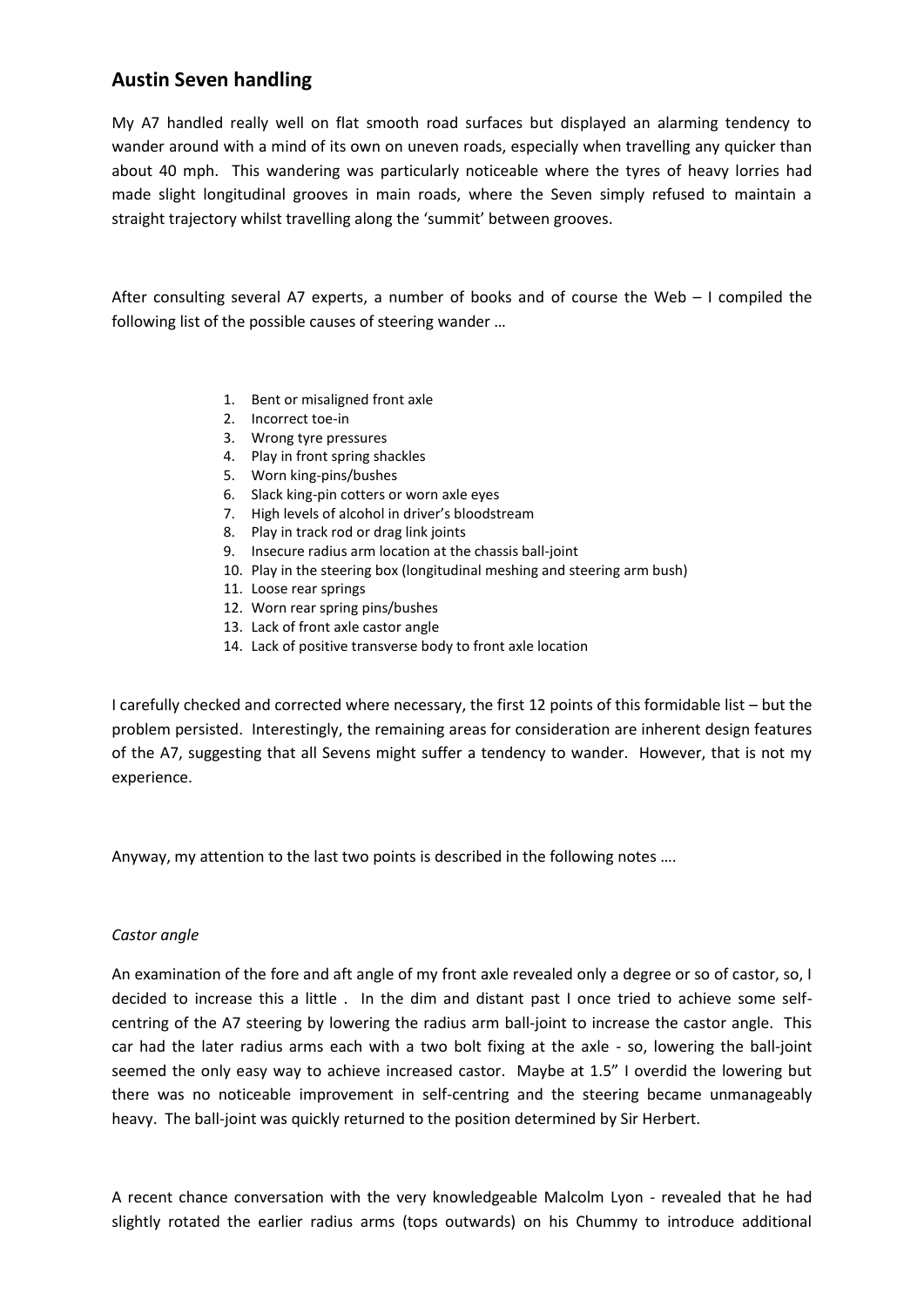## Austin Seven handling

My A7 handled really well on flat smooth road surfaces but displayed an alarming tendency to wander around with a mind of its own on uneven roads, especially when travelling any quicker than about 40 mph. This wandering was particularly noticeable where the tyres of heavy lorries had made slight longitudinal grooves in main roads, where the Seven simply refused to maintain a straight trajectory whilst travelling along the 'summit' between grooves.

After consulting several A7 experts, a number of books and of course the Web – I compiled the following list of the possible causes of steering wander …

1. Bent or misaligned front axle
2. Incorrect toe-in
3. Wrong tyre pressures
4. Play in front spring shackles
5. Worn king-pins/bushes
6. Slack king-pin cotters or worn axle eyes
7. High levels of alcohol in driver's bloodstream
8. Play in track rod or drag link joints
9. Insecure radius arm location at the chassis ball-joint
10. Play in the steering box (longitudinal meshing and steering arm bush)
11. Loose rear springs
12. Worn rear spring pins/bushes
13. Lack of front axle castor angle
14. Lack of positive transverse body to front axle location

I carefully checked and corrected where necessary, the first 12 points of this formidable list – but the problem persisted. Interestingly, the remaining areas for consideration are inherent design features of the A7, suggesting that all Sevens might suffer a tendency to wander. However, that is not my experience.

Anyway, my attention to the last two points is described in the following notes ….

*Castor angle*

An examination of the fore and aft angle of my front axle revealed only a degree or so of castor, so, I decided to increase this a little . In the dim and distant past I once tried to achieve some self-centring of the A7 steering by lowering the radius arm ball-joint to increase the castor angle. This car had the later radius arms each with a two bolt fixing at the axle - so, lowering the ball-joint seemed the only easy way to achieve increased castor. Maybe at 1.5" I overdid the lowering but there was no noticeable improvement in self-centring and the steering became unmanageably heavy. The ball-joint was quickly returned to the position determined by Sir Herbert.

A recent chance conversation with the very knowledgeable Malcolm Lyon - revealed that he had slightly rotated the earlier radius arms (tops outwards) on his Chummy to introduce additional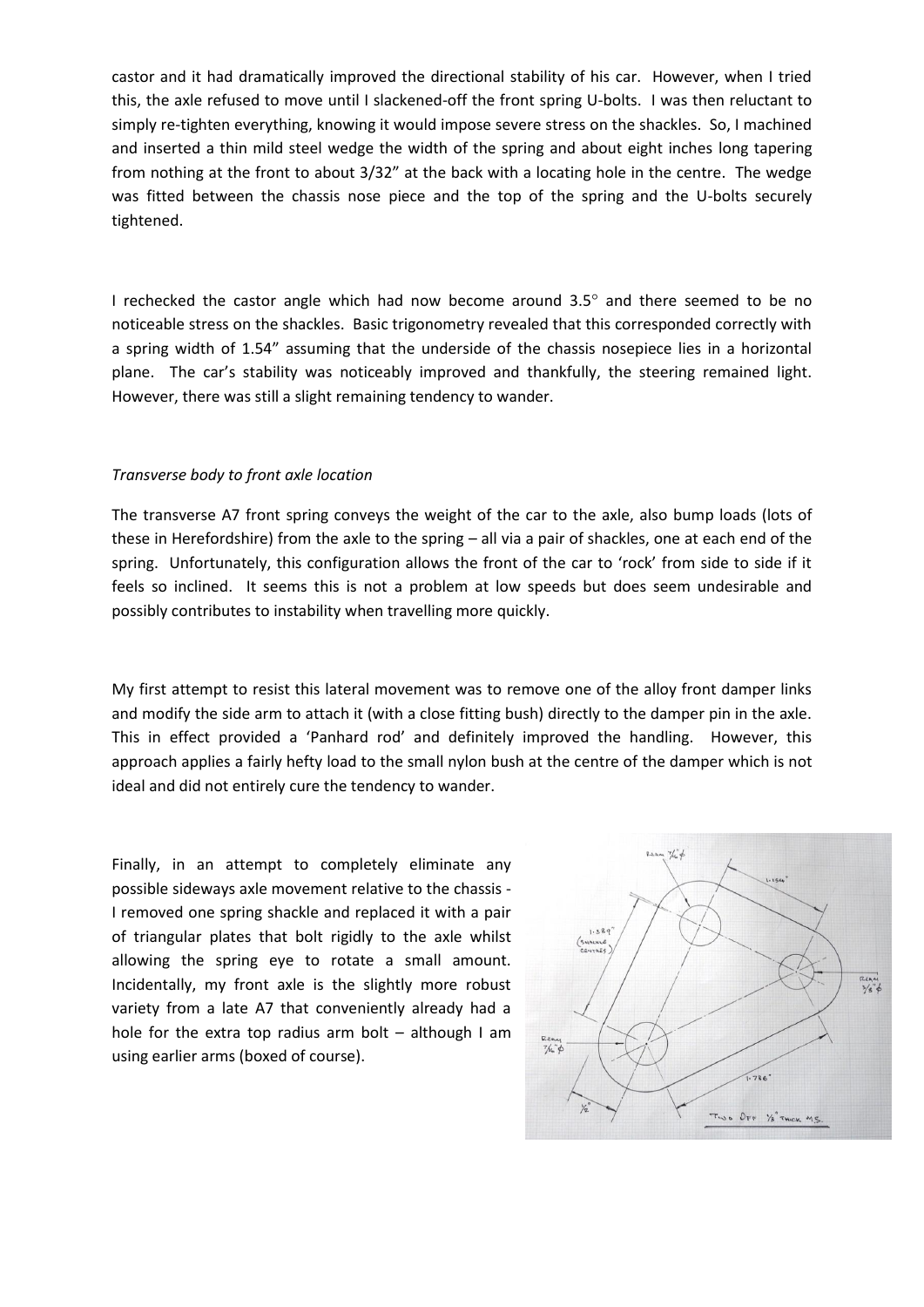castor and it had dramatically improved the directional stability of his car. However, when I tried this, the axle refused to move until I slackened-off the front spring U-bolts. I was then reluctant to simply re-tighten everything, knowing it would impose severe stress on the shackles. So, I machined and inserted a thin mild steel wedge the width of the spring and about eight inches long tapering from nothing at the front to about 3/32" at the back with a locating hole in the centre. The wedge was fitted between the chassis nose piece and the top of the spring and the U-bolts securely tightened.

I rechecked the castor angle which had now become around 3.5° and there seemed to be no noticeable stress on the shackles. Basic trigonometry revealed that this corresponded correctly with a spring width of 1.54" assuming that the underside of the chassis nosepiece lies in a horizontal plane. The car's stability was noticeably improved and thankfully, the steering remained light. However, there was still a slight remaining tendency to wander.

*Transverse body to front axle location*

The transverse A7 front spring conveys the weight of the car to the axle, also bump loads (lots of these in Herefordshire) from the axle to the spring – all via a pair of shackles, one at each end of the spring. Unfortunately, this configuration allows the front of the car to 'rock' from side to side if it feels so inclined. It seems this is not a problem at low speeds but does seem undesirable and possibly contributes to instability when travelling more quickly.

My first attempt to resist this lateral movement was to remove one of the alloy front damper links and modify the side arm to attach it (with a close fitting bush) directly to the damper pin in the axle. This in effect provided a 'Panhard rod' and definitely improved the handling. However, this approach applies a fairly hefty load to the small nylon bush at the centre of the damper which is not ideal and did not entirely cure the tendency to wander.

Finally, in an attempt to completely eliminate any possible sideways axle movement relative to the chassis - I removed one spring shackle and replaced it with a pair of triangular plates that bolt rigidly to the axle whilst allowing the spring eye to rotate a small amount. Incidentally, my front axle is the slightly more robust variety from a late A7 that conveniently already had a hole for the extra top radius arm bolt – although I am using earlier arms (boxed of course).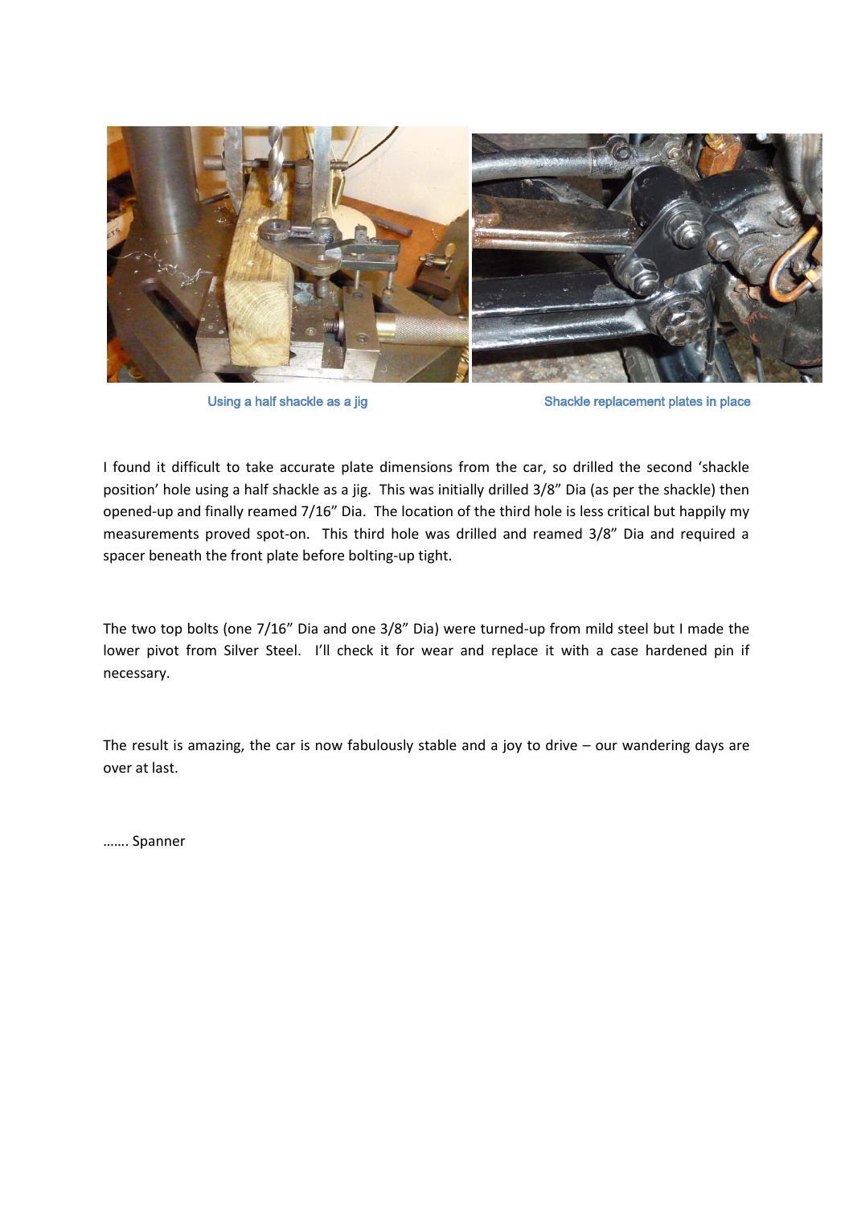Using a half shackle as a jig

Shackle replacement plates in place

I found it difficult to take accurate plate dimensions from the car, so drilled the second 'shackle position' hole using a half shackle as a jig. This was initially drilled 3/8" Dia (as per the shackle) then opened-up and finally reamed 7/16" Dia. The location of the third hole is less critical but happily my measurements proved spot-on. This third hole was drilled and reamed 3/8" Dia and required a spacer beneath the front plate before bolting-up tight.

The two top bolts (one 7/16" Dia and one 3/8" Dia) were turned-up from mild steel but I made the lower pivot from Silver Steel. I'll check it for wear and replace it with a case hardened pin if necessary.

The result is amazing, the car is now fabulously stable and a joy to drive – our wandering days are over at last.

……. Spanner